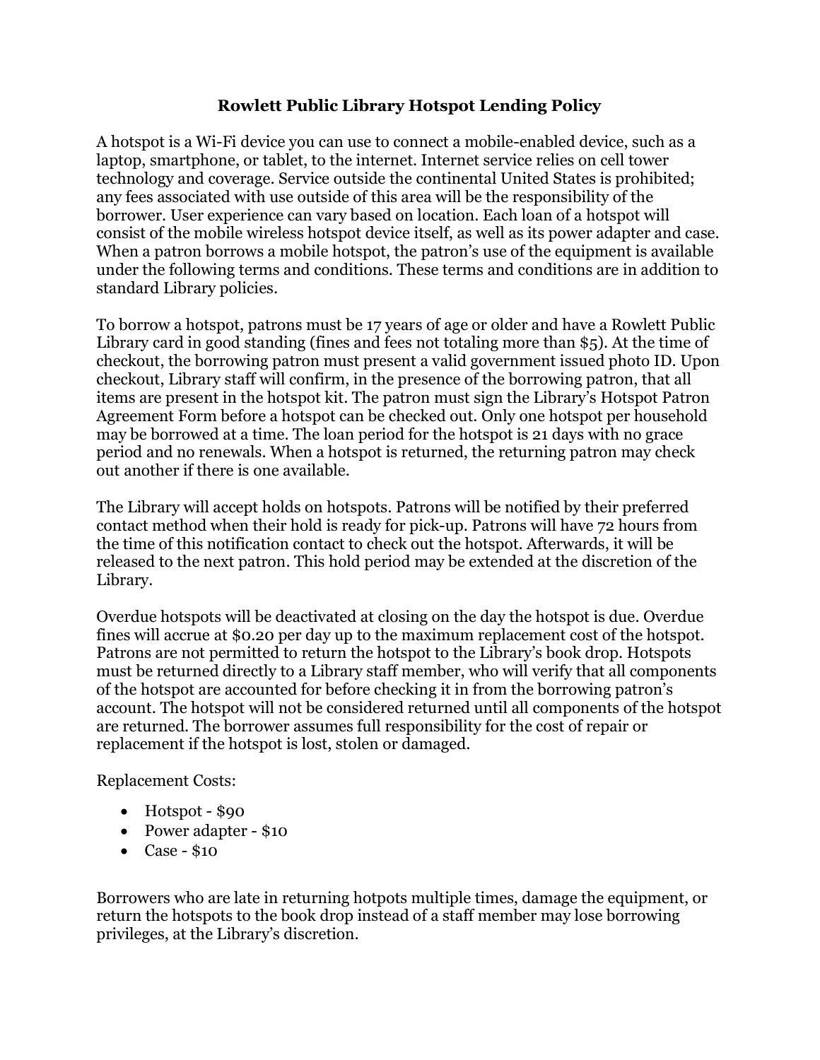# Rowlett Public Library Hotspot Lending Policy

A hotspot is a Wi-Fi device you can use to connect a mobile-enabled device, such as a laptop, smartphone, or tablet, to the internet. Internet service relies on cell tower technology and coverage. Service outside the continental United States is prohibited; any fees associated with use outside of this area will be the responsibility of the borrower. User experience can vary based on location. Each loan of a hotspot will consist of the mobile wireless hotspot device itself, as well as its power adapter and case. When a patron borrows a mobile hotspot, the patron's use of the equipment is available under the following terms and conditions. These terms and conditions are in addition to standard Library policies.

To borrow a hotspot, patrons must be 17 years of age or older and have a Rowlett Public Library card in good standing (fines and fees not totaling more than $5). At the time of checkout, the borrowing patron must present a valid government issued photo ID. Upon checkout, Library staff will confirm, in the presence of the borrowing patron, that all items are present in the hotspot kit. The patron must sign the Library's Hotspot Patron Agreement Form before a hotspot can be checked out. Only one hotspot per household may be borrowed at a time. The loan period for the hotspot is 21 days with no grace period and no renewals. When a hotspot is returned, the returning patron may check out another if there is one available.

The Library will accept holds on hotspots. Patrons will be notified by their preferred contact method when their hold is ready for pick-up. Patrons will have 72 hours from the time of this notification contact to check out the hotspot. Afterwards, it will be released to the next patron. This hold period may be extended at the discretion of the Library.

Overdue hotspots will be deactivated at closing on the day the hotspot is due. Overdue fines will accrue at $0.20 per day up to the maximum replacement cost of the hotspot. Patrons are not permitted to return the hotspot to the Library's book drop. Hotspots must be returned directly to a Library staff member, who will verify that all components of the hotspot are accounted for before checking it in from the borrowing patron's account. The hotspot will not be considered returned until all components of the hotspot are returned. The borrower assumes full responsibility for the cost of repair or replacement if the hotspot is lost, stolen or damaged.

Replacement Costs:

- Hotspot - $90
- Power adapter - $10
- Case - $10

Borrowers who are late in returning hotpots multiple times, damage the equipment, or return the hotspots to the book drop instead of a staff member may lose borrowing privileges, at the Library's discretion.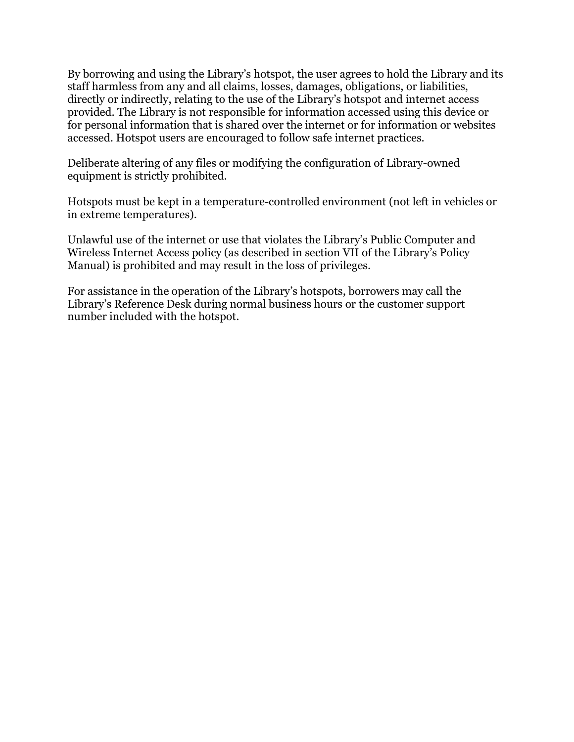By borrowing and using the Library's hotspot, the user agrees to hold the Library and its staff harmless from any and all claims, losses, damages, obligations, or liabilities, directly or indirectly, relating to the use of the Library's hotspot and internet access provided. The Library is not responsible for information accessed using this device or for personal information that is shared over the internet or for information or websites accessed. Hotspot users are encouraged to follow safe internet practices.

Deliberate altering of any files or modifying the configuration of Library-owned equipment is strictly prohibited.

Hotspots must be kept in a temperature-controlled environment (not left in vehicles or in extreme temperatures).

Unlawful use of the internet or use that violates the Library's Public Computer and Wireless Internet Access policy (as described in section VII of the Library's Policy Manual) is prohibited and may result in the loss of privileges.

For assistance in the operation of the Library's hotspots, borrowers may call the Library's Reference Desk during normal business hours or the customer support number included with the hotspot.